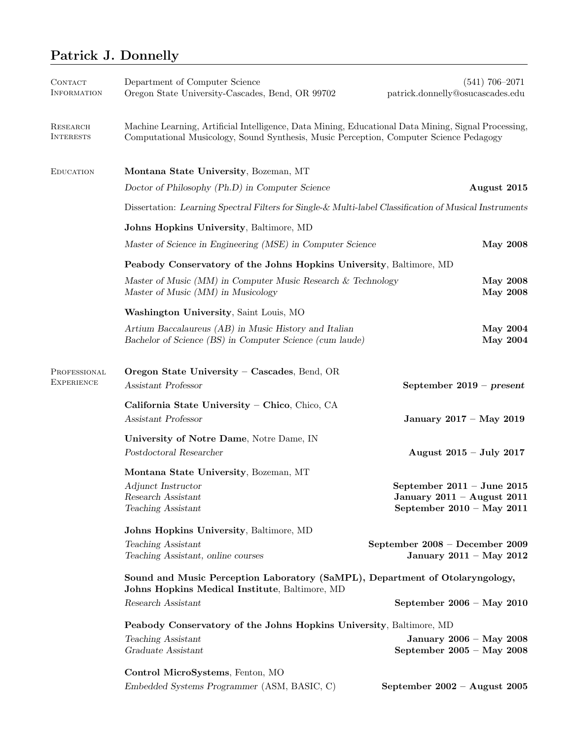# Patrick J. Donnelly

## Contact Information

Department of Computer Science
Oregon State University-Cascades, Bend, OR 99702

(541) 706–2071
patrick.donnelly@osucascades.edu

## Research Interests

Machine Learning, Artificial Intelligence, Data Mining, Educational Data Mining, Signal Processing, Computational Musicology, Sound Synthesis, Music Perception, Computer Science Pedagogy

## Education

**Montana State University**, Bozeman, MT

*Doctor of Philosophy (Ph.D) in Computer Science* — **August 2015**

Dissertation: *Learning Spectral Filters for Single-& Multi-label Classification of Musical Instruments*

**Johns Hopkins University**, Baltimore, MD

*Master of Science in Engineering (MSE) in Computer Science* — **May 2008**

**Peabody Conservatory of the Johns Hopkins University**, Baltimore, MD

*Master of Music (MM) in Computer Music Research & Technology* — **May 2008**
*Master of Music (MM) in Musicology* — **May 2008**

**Washington University**, Saint Louis, MO

*Artium Baccalaureus (AB) in Music History and Italian* — **May 2004**
*Bachelor of Science (BS) in Computer Science (cum laude)* — **May 2004**

## Professional Experience

**Oregon State University – Cascades**, Bend, OR

*Assistant Professor* — **September 2019 – *present***

**California State University – Chico**, Chico, CA

*Assistant Professor* — **January 2017 – May 2019**

**University of Notre Dame**, Notre Dame, IN

*Postdoctoral Researcher* — **August 2015 – July 2017**

**Montana State University**, Bozeman, MT

*Adjunct Instructor* — **September 2011 – June 2015**
*Research Assistant* — **January 2011 – August 2011**
*Teaching Assistant* — **September 2010 – May 2011**

**Johns Hopkins University**, Baltimore, MD

*Teaching Assistant* — **September 2008 – December 2009**
*Teaching Assistant, online courses* — **January 2011 – May 2012**

**Sound and Music Perception Laboratory (SaMPL), Department of Otolaryngology, Johns Hopkins Medical Institute**, Baltimore, MD

*Research Assistant* — **September 2006 – May 2010**

**Peabody Conservatory of the Johns Hopkins University**, Baltimore, MD

*Teaching Assistant* — **January 2006 – May 2008**
*Graduate Assistant* — **September 2005 – May 2008**

**Control MicroSystems**, Fenton, MO

*Embedded Systems Programmer* (ASM, BASIC, C) — **September 2002 – August 2005**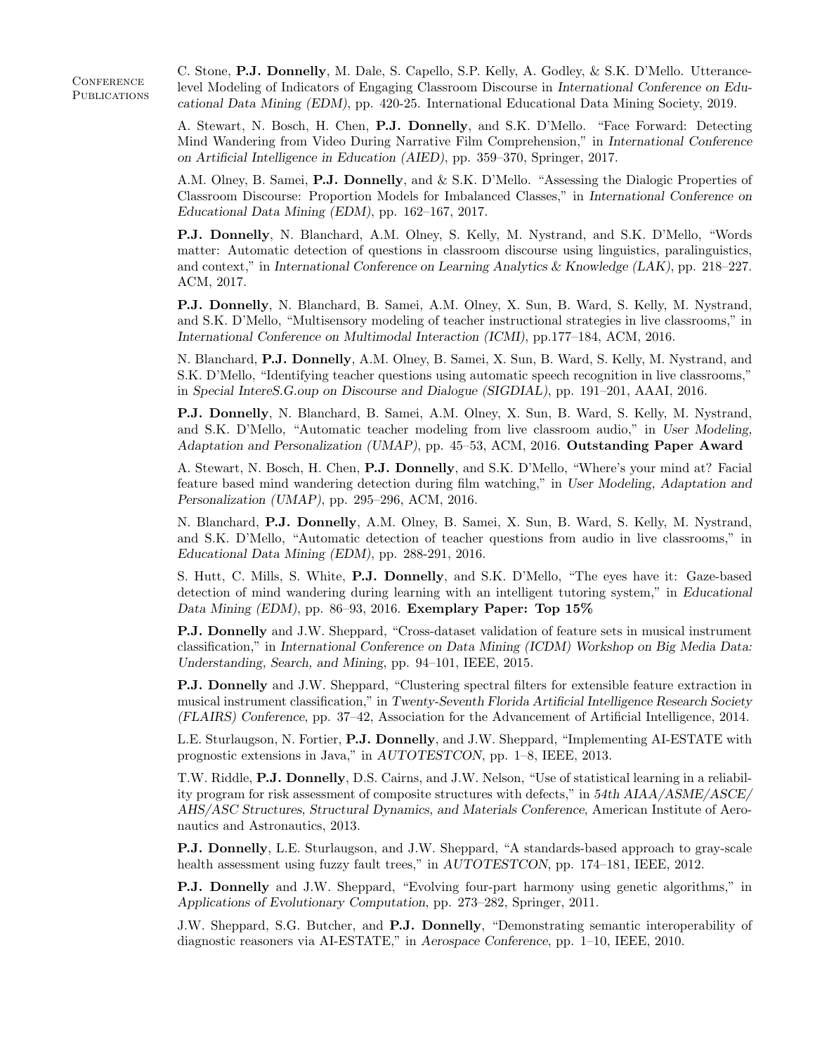## Conference Publications

C. Stone, **P.J. Donnelly**, M. Dale, S. Capello, S.P. Kelly, A. Godley, & S.K. D'Mello. Utterance-level Modeling of Indicators of Engaging Classroom Discourse in *International Conference on Educational Data Mining (EDM)*, pp. 420-25. International Educational Data Mining Society, 2019.

A. Stewart, N. Bosch, H. Chen, **P.J. Donnelly**, and S.K. D'Mello. "Face Forward: Detecting Mind Wandering from Video During Narrative Film Comprehension," in *International Conference on Artificial Intelligence in Education (AIED)*, pp. 359–370, Springer, 2017.

A.M. Olney, B. Samei, **P.J. Donnelly**, and & S.K. D'Mello. "Assessing the Dialogic Properties of Classroom Discourse: Proportion Models for Imbalanced Classes," in *International Conference on Educational Data Mining (EDM)*, pp. 162–167, 2017.

**P.J. Donnelly**, N. Blanchard, A.M. Olney, S. Kelly, M. Nystrand, and S.K. D'Mello, "Words matter: Automatic detection of questions in classroom discourse using linguistics, paralinguistics, and context," in *International Conference on Learning Analytics & Knowledge (LAK)*, pp. 218–227. ACM, 2017.

**P.J. Donnelly**, N. Blanchard, B. Samei, A.M. Olney, X. Sun, B. Ward, S. Kelly, M. Nystrand, and S.K. D'Mello, "Multisensory modeling of teacher instructional strategies in live classrooms," in *International Conference on Multimodal Interaction (ICMI)*, pp.177–184, ACM, 2016.

N. Blanchard, **P.J. Donnelly**, A.M. Olney, B. Samei, X. Sun, B. Ward, S. Kelly, M. Nystrand, and S.K. D'Mello, "Identifying teacher questions using automatic speech recognition in live classrooms," in *Special quot;InteresS.G.oup on Discourse and Dialogue (SIGDIAL)*, pp. 191–201, AAAI, 2016.

**P.J. Donnelly**, N. Blanchard, B. Samei, A.M. Olney, X. Sun, B. Ward, S. Kelly, M. Nystrand, and S.K. D'Mello, "Automatic teacher modeling from live classroom audio," in *User Modeling, Adaptation and Personalization (UMAP)*, pp. 45–53, ACM, 2016. **Outstanding Paper Award**

A. Stewart, N. Bosch, H. Chen, **P.J. Donnelly**, and S.K. D'Mello, "Where's your mind at? Facial feature based mind wandering detection during film watching," in *User Modeling, Adaptation and Personalization (UMAP)*, pp. 295–296, ACM, 2016.

N. Blanchard, **P.J. Donnelly**, A.M. Olney, B. Samei, X. Sun, B. Ward, S. Kelly, M. Nystrand, and S.K. D'Mello, "Automatic detection of teacher questions from audio in live classrooms," in *Educational Data Mining (EDM)*, pp. 288-291, 2016.

S. Hutt, C. Mills, S. White, **P.J. Donnelly**, and S.K. D'Mello, "The eyes have it: Gaze-based detection of mind wandering during learning with an intelligent tutoring system," in *Educational Data Mining (EDM)*, pp. 86–93, 2016. **Exemplary Paper: Top 15%**

**P.J. Donnelly** and J.W. Sheppard, "Cross-dataset validation of feature sets in musical instrument classification," in *International Conference on Data Mining (ICDM) Workshop on Big Media Data: Understanding, Search, and Mining*, pp. 94–101, IEEE, 2015.

**P.J. Donnelly** and J.W. Sheppard, "Clustering spectral filters for extensible feature extraction in musical instrument classification," in *Twenty-Seventh Florida Artificial Intelligence Research Society (FLAIRS) Conference*, pp. 37–42, Association for the Advancement of Artificial Intelligence, 2014.

L.E. Sturlaugson, N. Fortier, **P.J. Donnelly**, and J.W. Sheppard, "Implementing AI-ESTATE with prognostic extensions in Java," in *AUTOTESTCON*, pp. 1–8, IEEE, 2013.

T.W. Riddle, **P.J. Donnelly**, D.S. Cairns, and J.W. Nelson, "Use of statistical learning in a reliability program for risk assessment of composite structures with defects," in *54th AIAA/ASME/ASCE/AHS/ASC Structures, Structural Dynamics, and Materials Conference*, American Institute of Aeronautics and Astronautics, 2013.

**P.J. Donnelly**, L.E. Sturlaugson, and J.W. Sheppard, "A standards-based approach to gray-scale health assessment using fuzzy fault trees," in *AUTOTESTCON*, pp. 174–181, IEEE, 2012.

**P.J. Donnelly** and J.W. Sheppard, "Evolving four-part harmony using genetic algorithms," in *Applications of Evolutionary Computation*, pp. 273–282, Springer, 2011.

J.W. Sheppard, S.G. Butcher, and **P.J. Donnelly**, "Demonstrating semantic interoperability of diagnostic reasoners via AI-ESTATE," in *Aerospace Conference*, pp. 1–10, IEEE, 2010.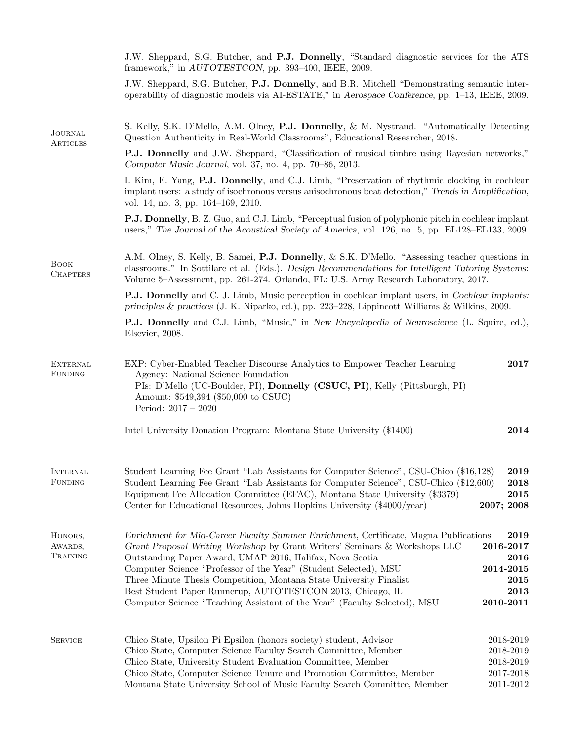J.W. Sheppard, S.G. Butcher, and **P.J. Donnelly**, "Standard diagnostic services for the ATS framework," in *AUTOTESTCON*, pp. 393–400, IEEE, 2009.

J.W. Sheppard, S.G. Butcher, **P.J. Donnelly**, and B.R. Mitchell "Demonstrating semantic interoperability of diagnostic models via AI-ESTATE," in *Aerospace Conference*, pp. 1–13, IEEE, 2009.

## Journal Articles

S. Kelly, S.K. D'Mello, A.M. Olney, **P.J. Donnelly**, & M. Nystrand. "Automatically Detecting Question Authenticity in Real-World Classrooms", Educational Researcher, 2018.

**P.J. Donnelly** and J.W. Sheppard, "Classification of musical timbre using Bayesian networks," *Computer Music Journal*, vol. 37, no. 4, pp. 70–86, 2013.

I. Kim, E. Yang, **P.J. Donnelly**, and C.J. Limb, "Preservation of rhythmic clocking in cochlear implant users: a study of isochronous versus anisochronous beat detection," *Trends in Amplification*, vol. 14, no. 3, pp. 164–169, 2010.

**P.J. Donnelly**, B. Z. Guo, and C.J. Limb, "Perceptual fusion of polyphonic pitch in cochlear implant users," *The Journal of the Acoustical Society of America*, vol. 126, no. 5, pp. EL128–EL133, 2009.

## Book Chapters

A.M. Olney, S. Kelly, B. Samei, **P.J. Donnelly**, & S.K. D'Mello. "Assessing teacher questions in classrooms." In Sottilare et al. (Eds.). *Design Recommendations for Intelligent Tutoring Systems*: Volume 5–Assessment, pp. 261-274. Orlando, FL: U.S. Army Research Laboratory, 2017.

**P.J. Donnelly** and C. J. Limb, Music perception in cochlear implant users, in *Cochlear implants: principles & practices* (J. K. Niparko, ed.), pp. 223–228, Lippincott Williams & Wilkins, 2009.

**P.J. Donnelly** and C.J. Limb, "Music," in *New Encyclopedia of Neuroscience* (L. Squire, ed.), Elsevier, 2008.

## External Funding

EXP: Cyber-Enabled Teacher Discourse Analytics to Empower Teacher Learning — **2017**
Agency: National Science Foundation
PIs: D'Mello (UC-Boulder, PI), **Donnelly (CSUC, PI)**, Kelly (Pittsburgh, PI)
Amount: $549,394 ($50,000 to CSUC)
Period: 2017 – 2020

Intel University Donation Program: Montana State University ($1400) — **2014**

## Internal Funding

- Student Learning Fee Grant "Lab Assistants for Computer Science", CSU-Chico ($16,128) — **2019**
- Student Learning Fee Grant "Lab Assistants for Computer Science", CSU-Chico ($12,600) — **2018**
- Equipment Fee Allocation Committee (EFAC), Montana State University ($3379) — **2015**
- Center for Educational Resources, Johns Hopkins University ($4000/year) — **2007; 2008**

## Honors, Awards, Training

- *Enrichment for Mid-Career Faculty Summer Enrichment*, Certificate, Magna Publications — **2019**
- *Grant Proposal Writing Workshop* by Grant Writers' Seminars & Workshops LLC — **2016-2017**
- Outstanding Paper Award, UMAP 2016, Halifax, Nova Scotia — **2016**
- Computer Science "Professor of the Year" (Student Selected), MSU — **2014-2015**
- Three Minute Thesis Competition, Montana State University Finalist — **2015**
- Best Student Paper Runnerup, AUTOTESTCON 2013, Chicago, IL — **2013**
- Computer Science "Teaching Assistant of the Year" (Faculty Selected), MSU — **2010-2011**

## Service

- Chico State, Upsilon Pi Epsilon (honors society) student, Advisor — 2018-2019
- Chico State, Computer Science Faculty Search Committee, Member — 2018-2019
- Chico State, University Student Evaluation Committee, Member — 2018-2019
- Chico State, Computer Science Tenure and Promotion Committee, Member — 2017-2018
- Montana State University School of Music Faculty Search Committee, Member — 2011-2012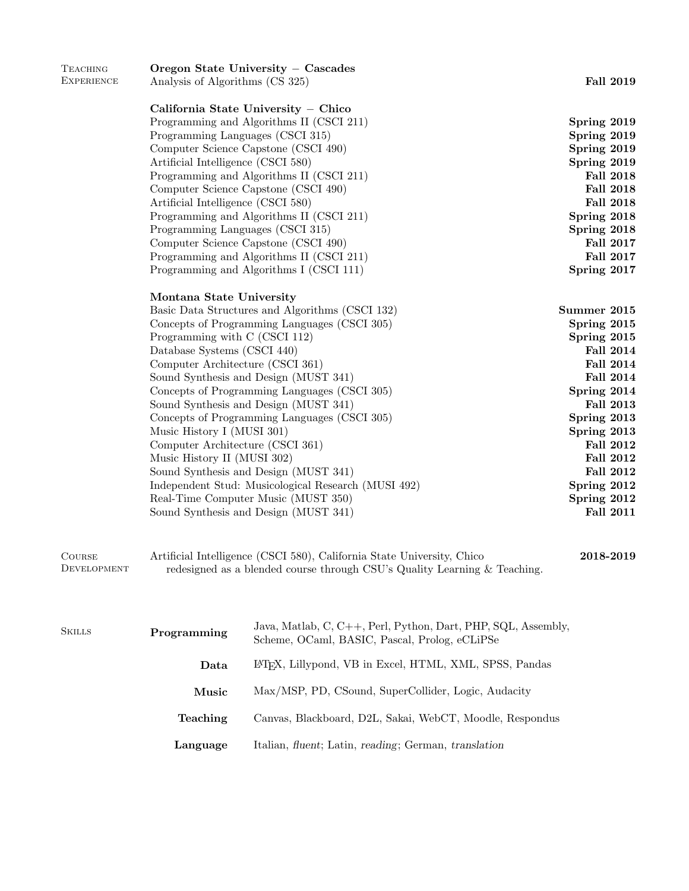## Teaching Experience

**Oregon State University – Cascades**

| | |
|---|---|
| Analysis of Algorithms (CS 325) | **Fall 2019** |

**California State University – Chico**

| | |
|---|---|
| Programming and Algorithms II (CSCI 211) | **Spring 2019** |
| Programming Languages (CSCI 315) | **Spring 2019** |
| Computer Science Capstone (CSCI 490) | **Spring 2019** |
| Artificial Intelligence (CSCI 580) | **Spring 2019** |
| Programming and Algorithms II (CSCI 211) | **Fall 2018** |
| Computer Science Capstone (CSCI 490) | **Fall 2018** |
| Artificial Intelligence (CSCI 580) | **Fall 2018** |
| Programming and Algorithms II (CSCI 211) | **Spring 2018** |
| Programming Languages (CSCI 315) | **Spring 2018** |
| Computer Science Capstone (CSCI 490) | **Fall 2017** |
| Programming and Algorithms II (CSCI 211) | **Fall 2017** |
| Programming and Algorithms I (CSCI 111) | **Spring 2017** |

**Montana State University**

| | |
|---|---|
| Basic Data Structures and Algorithms (CSCI 132) | **Summer 2015** |
| Concepts of Programming Languages (CSCI 305) | **Spring 2015** |
| Programming with C (CSCI 112) | **Spring 2015** |
| Database Systems (CSCI 440) | **Fall 2014** |
| Computer Architecture (CSCI 361) | **Fall 2014** |
| Sound Synthesis and Design (MUST 341) | **Fall 2014** |
| Concepts of Programming Languages (CSCI 305) | **Spring 2014** |
| Sound Synthesis and Design (MUST 341) | **Fall 2013** |
| Concepts of Programming Languages (CSCI 305) | **Spring 2013** |
| Music History I (MUSI 301) | **Spring 2013** |
| Computer Architecture (CSCI 361) | **Fall 2012** |
| Music History II (MUSI 302) | **Fall 2012** |
| Sound Synthesis and Design (MUST 341) | **Fall 2012** |
| Independent Stud: Musicological Research (MUSI 492) | **Spring 2012** |
| Real-Time Computer Music (MUST 350) | **Spring 2012** |
| Sound Synthesis and Design (MUST 341) | **Fall 2011** |

## Course Development

Artificial Intelligence (CSCI 580), California State University, Chico — **2018-2019**
redesigned as a blended course through CSU's Quality Learning & Teaching.

## Skills

| | |
|---|---|
| **Programming** | Java, Matlab, C, C++, Perl, Python, Dart, PHP, SQL, Assembly, Scheme, OCaml, BASIC, Pascal, Prolog, eCLiPSe |
| **Data** | LaTeX, Lillypond, VB in Excel, HTML, XML, SPSS, Pandas |
| **Music** | Max/MSP, PD, CSound, SuperCollider, Logic, Audacity |
| **Teaching** | Canvas, Blackboard, D2L, Sakai, WebCT, Moodle, Respondus |
| **Language** | Italian, *fluent*; Latin, *reading*; German, *translation* |